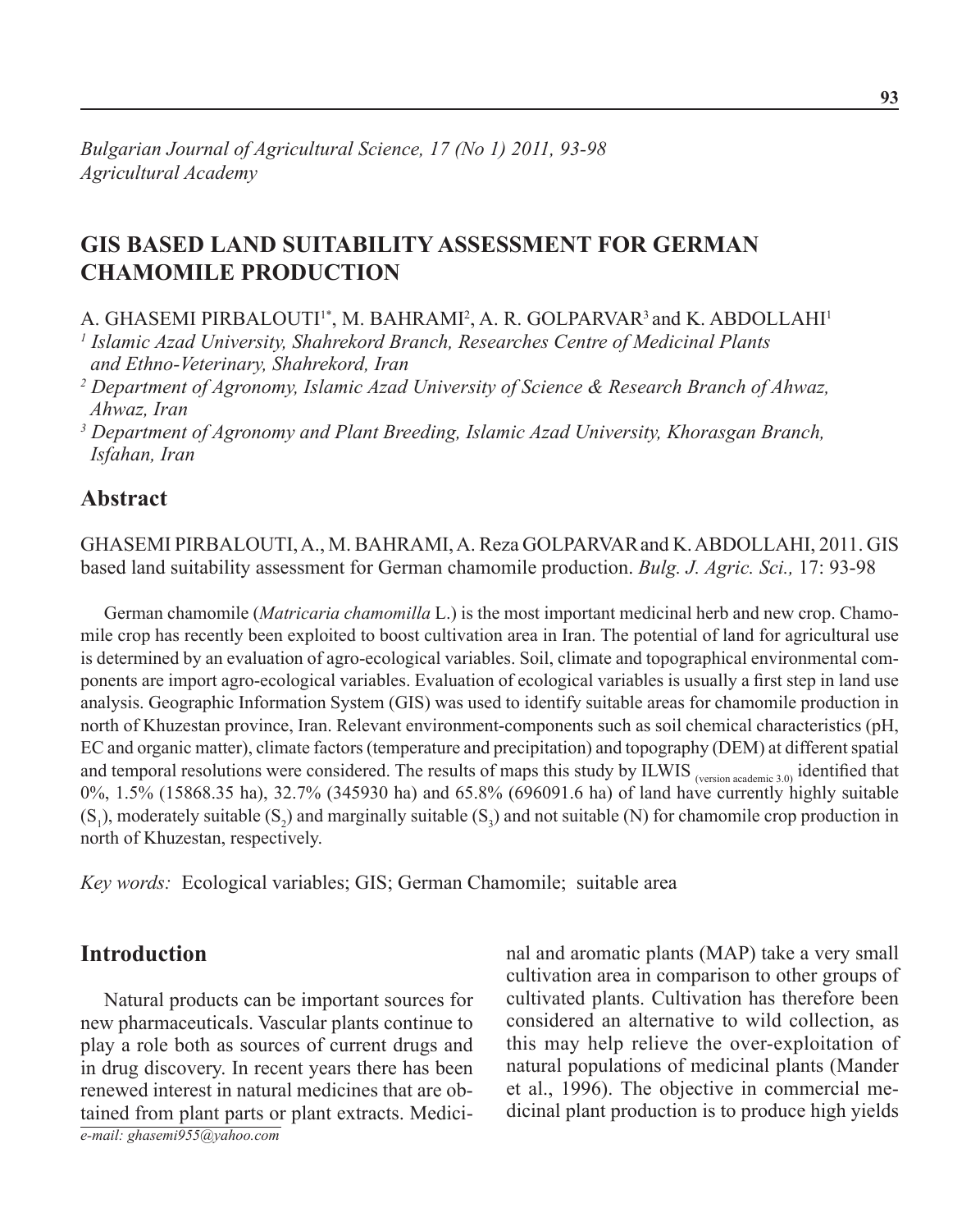*Bulgarian Journal of Agricultural Science, 17 (No 1) 2011, 93-98*
*Agricultural Academy*

# GIS BASED LAND SUITABILITY ASSESSMENT FOR GERMAN CHAMOMILE PRODUCTION

A. GHASEMI PIRBALOUTI[1*], M. BAHRAMI[2], A. R. GOLPARVAR[3] and K. ABDOLLAHI[1]

[1] *Islamic Azad University, Shahrekord Branch, Researches Centre of Medicinal Plants and Ethno-Veterinary, Shahrekord, Iran*

[2] *Department of Agronomy, Islamic Azad University of Science & Research Branch of Ahwaz, Ahwaz, Iran*

[3] *Department of Agronomy and Plant Breeding, Islamic Azad University, Khorasgan Branch, Isfahan, Iran*

## Abstract

GHASEMI PIRBALOUTI, A., M. BAHRAMI, A. Reza GOLPARVAR and K. ABDOLLAHI, 2011. GIS based land suitability assessment for German chamomile production. *Bulg. J. Agric. Sci.,* 17: 93-98

German chamomile (*Matricaria chamomilla* L.) is the most important medicinal herb and new crop. Chamomile crop has recently been exploited to boost cultivation area in Iran. The potential of land for agricultural use is determined by an evaluation of agro-ecological variables. Soil, climate and topographical environmental components are import agro-ecological variables. Evaluation of ecological variables is usually a first step in land use analysis. Geographic Information System (GIS) was used to identify suitable areas for chamomile production in north of Khuzestan province, Iran. Relevant environment-components such as soil chemical characteristics (pH, EC and organic matter), climate factors (temperature and precipitation) and topography (DEM) at different spatial and temporal resolutions were considered. The results of maps this study by ILWIS $_{\text{(version academic 3.0)}}$ identified that 0%, 1.5% (15868.35 ha), 32.7% (345930 ha) and 65.8% (696091.6 ha) of land have currently highly suitable ($S_1$), moderately suitable ($S_2$) and marginally suitable ($S_3$) and not suitable (N) for chamomile crop production in north of Khuzestan, respectively.

*Key words:* Ecological variables; GIS; German Chamomile; suitable area

## Introduction

Natural products can be important sources for new pharmaceuticals. Vascular plants continue to play a role both as sources of current drugs and in drug discovery. In recent years there has been renewed interest in natural medicines that are obtained from plant parts or plant extracts. Medicinal and aromatic plants (MAP) take a very small cultivation area in comparison to other groups of cultivated plants. Cultivation has therefore been considered an alternative to wild collection, as this may help relieve the over-exploitation of natural populations of medicinal plants (Mander et al., 1996). The objective in commercial medicinal plant production is to produce high yields

*e-mail: ghasemi955@yahoo.com*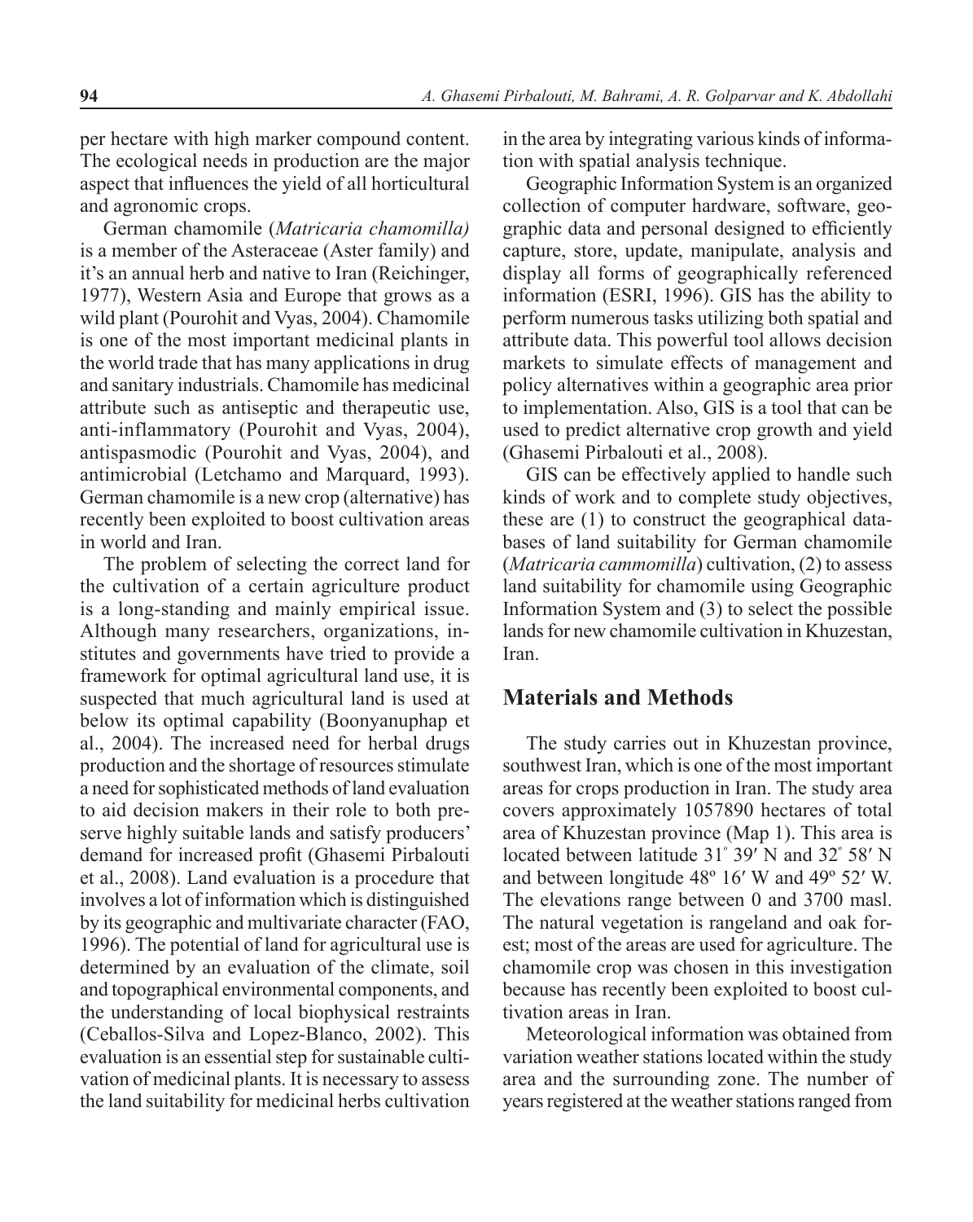per hectare with high marker compound content. The ecological needs in production are the major aspect that influences the yield of all horticultural and agronomic crops.

German chamomile (*Matricaria chamomilla)* is a member of the Asteraceae (Aster family) and it's an annual herb and native to Iran (Reichinger, 1977), Western Asia and Europe that grows as a wild plant (Pourohit and Vyas, 2004). Chamomile is one of the most important medicinal plants in the world trade that has many applications in drug and sanitary industrials. Chamomile has medicinal attribute such as antiseptic and therapeutic use, anti-inflammatory (Pourohit and Vyas, 2004), antispasmodic (Pourohit and Vyas, 2004), and antimicrobial (Letchamo and Marquard, 1993). German chamomile is a new crop (alternative) has recently been exploited to boost cultivation areas in world and Iran.

The problem of selecting the correct land for the cultivation of a certain agriculture product is a long-standing and mainly empirical issue. Although many researchers, organizations, institutes and governments have tried to provide a framework for optimal agricultural land use, it is suspected that much agricultural land is used at below its optimal capability (Boonyanuphap et al., 2004). The increased need for herbal drugs production and the shortage of resources stimulate a need for sophisticated methods of land evaluation to aid decision makers in their role to both preserve highly suitable lands and satisfy producers' demand for increased profit (Ghasemi Pirbalouti et al., 2008). Land evaluation is a procedure that involves a lot of information which is distinguished by its geographic and multivariate character (FAO, 1996). The potential of land for agricultural use is determined by an evaluation of the climate, soil and topographical environmental components, and the understanding of local biophysical restraints (Ceballos-Silva and Lopez-Blanco, 2002). This evaluation is an essential step for sustainable cultivation of medicinal plants. It is necessary to assess the land suitability for medicinal herbs cultivation in the area by integrating various kinds of information with spatial analysis technique.

Geographic Information System is an organized collection of computer hardware, software, geographic data and personal designed to efficiently capture, store, update, manipulate, analysis and display all forms of geographically referenced information (ESRI, 1996). GIS has the ability to perform numerous tasks utilizing both spatial and attribute data. This powerful tool allows decision markets to simulate effects of management and policy alternatives within a geographic area prior to implementation. Also, GIS is a tool that can be used to predict alternative crop growth and yield (Ghasemi Pirbalouti et al., 2008).

GIS can be effectively applied to handle such kinds of work and to complete study objectives, these are (1) to construct the geographical databases of land suitability for German chamomile (*Matricaria cammomilla*) cultivation, (2) to assess land suitability for chamomile using Geographic Information System and (3) to select the possible lands for new chamomile cultivation in Khuzestan, Iran.

## Materials and Methods

The study carries out in Khuzestan province, southwest Iran, which is one of the most important areas for crops production in Iran. The study area covers approximately 1057890 hectares of total area of Khuzestan province (Map 1). This area is located between latitude 31° 39′ N and 32° 58′ N and between longitude 48º 16′ W and 49º 52′ W. The elevations range between 0 and 3700 masl. The natural vegetation is rangeland and oak forest; most of the areas are used for agriculture. The chamomile crop was chosen in this investigation because has recently been exploited to boost cultivation areas in Iran.

Meteorological information was obtained from variation weather stations located within the study area and the surrounding zone. The number of years registered at the weather stations ranged from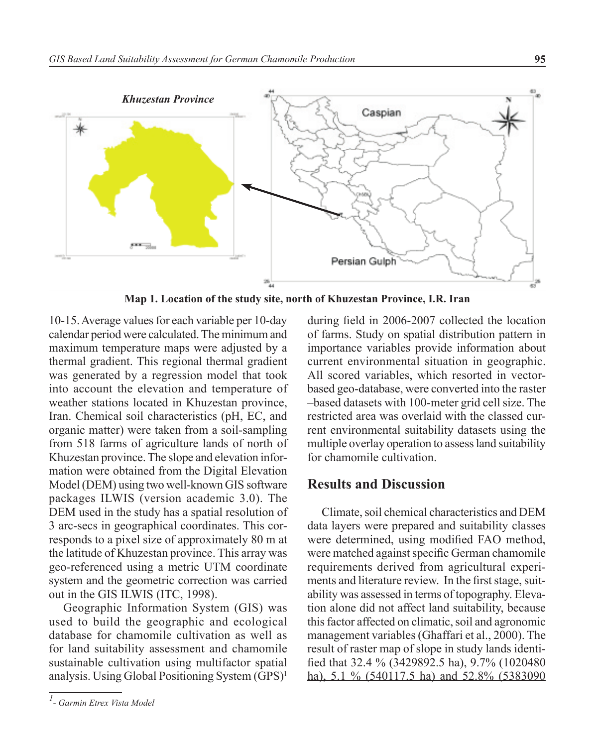**Map 1. Location of the study site, north of Khuzestan Province, I.R. Iran**

10-15. Average values for each variable per 10-day calendar period were calculated. The minimum and maximum temperature maps were adjusted by a thermal gradient. This regional thermal gradient was generated by a regression model that took into account the elevation and temperature of weather stations located in Khuzestan province, Iran. Chemical soil characteristics (pH, EC, and organic matter) were taken from a soil-sampling from 518 farms of agriculture lands of north of Khuzestan province. The slope and elevation information were obtained from the Digital Elevation Model (DEM) using two well-known GIS software packages ILWIS (version academic 3.0). The DEM used in the study has a spatial resolution of 3 arc-secs in geographical coordinates. This corresponds to a pixel size of approximately 80 m at the latitude of Khuzestan province. This array was geo-referenced using a metric UTM coordinate system and the geometric correction was carried out in the GIS ILWIS (ITC, 1998).

Geographic Information System (GIS) was used to build the geographic and ecological database for chamomile cultivation as well as for land suitability assessment and chamomile sustainable cultivation using multifactor spatial analysis. Using Global Positioning System (GPS)[1] during field in 2006-2007 collected the location of farms. Study on spatial distribution pattern in importance variables provide information about current environmental situation in geographic. All scored variables, which resorted in vector-based geo-database, were converted into the raster –based datasets with 100-meter grid cell size. The restricted area was overlaid with the classed current environmental suitability datasets using the multiple overlay operation to assess land suitability for chamomile cultivation.

## Results and Discussion

Climate, soil chemical characteristics and DEM data layers were prepared and suitability classes were determined, using modified FAO method, were matched against specific German chamomile requirements derived from agricultural experiments and literature review. In the first stage, suitability was assessed in terms of topography. Elevation alone did not affect land suitability, because this factor affected on climatic, soil and agronomic management variables (Ghaffari et al., 2000). The result of raster map of slope in study lands identified that 32.4 % (3429892.5 ha), 9.7% (1020480 ha), 5.1 % (540117.5 ha) and 52.8% (5383090

[1] - Garmin Etrex Vista Model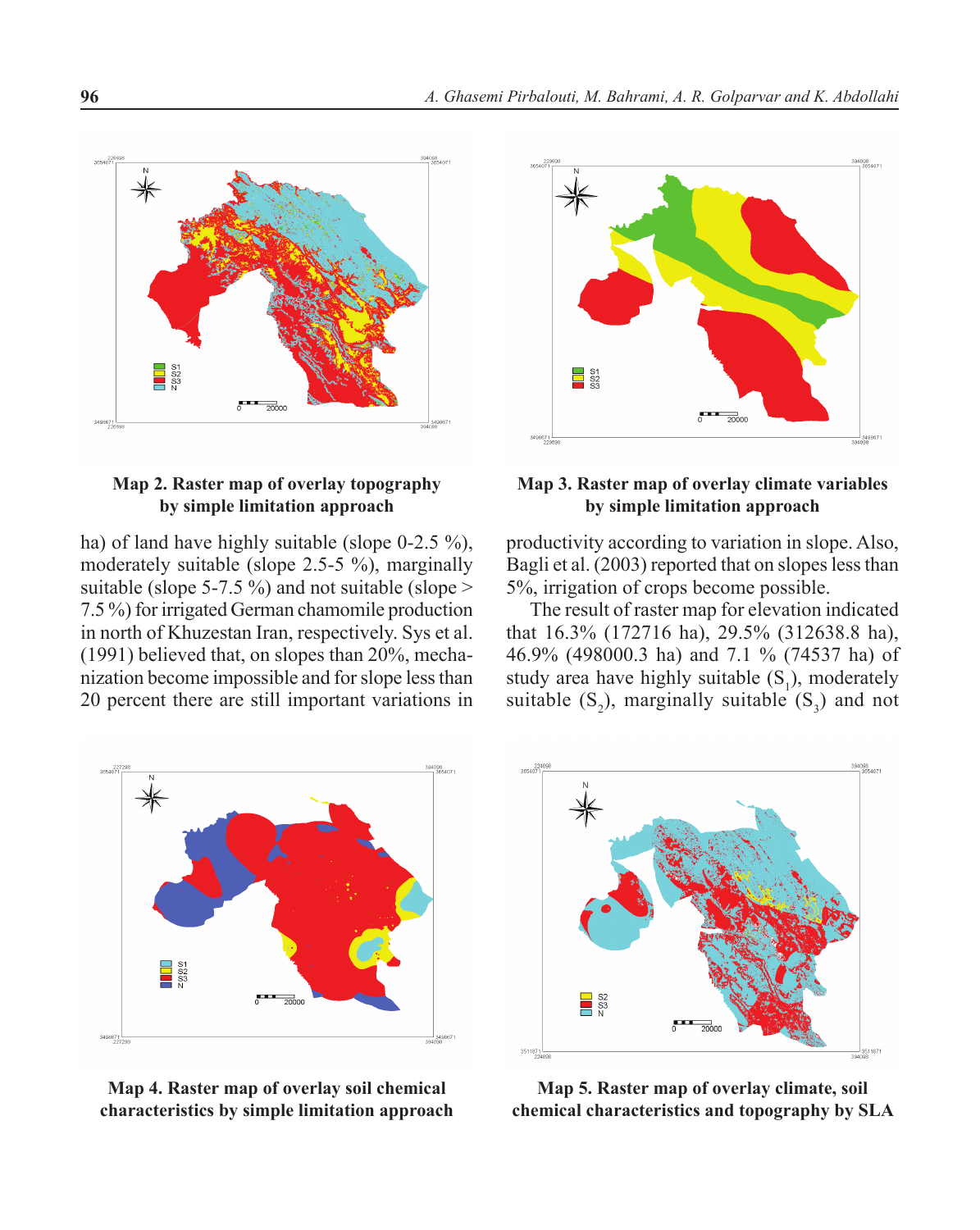Map 2. Raster map of overlay topography by simple limitation approach

Map 3. Raster map of overlay climate variables by simple limitation approach

ha) of land have highly suitable (slope 0-2.5 %), moderately suitable (slope 2.5-5 %), marginally suitable (slope 5-7.5 %) and not suitable (slope > 7.5 %) for irrigated German chamomile production in north of Khuzestan Iran, respectively. Sys et al. (1991) believed that, on slopes than 20%, mechanization become impossible and for slope less than 20 percent there are still important variations in productivity according to variation in slope. Also, Bagli et al. (2003) reported that on slopes less than 5%, irrigation of crops become possible.

The result of raster map for elevation indicated that 16.3% (172716 ha), 29.5% (312638.8 ha), 46.9% (498000.3 ha) and 7.1 % (74537 ha) of study area have highly suitable ($S_1$), moderately suitable ($S_2$), marginally suitable ($S_3$) and not

Map 4. Raster map of overlay soil chemical characteristics by simple limitation approach

Map 5. Raster map of overlay climate, soil chemical characteristics and topography by SLA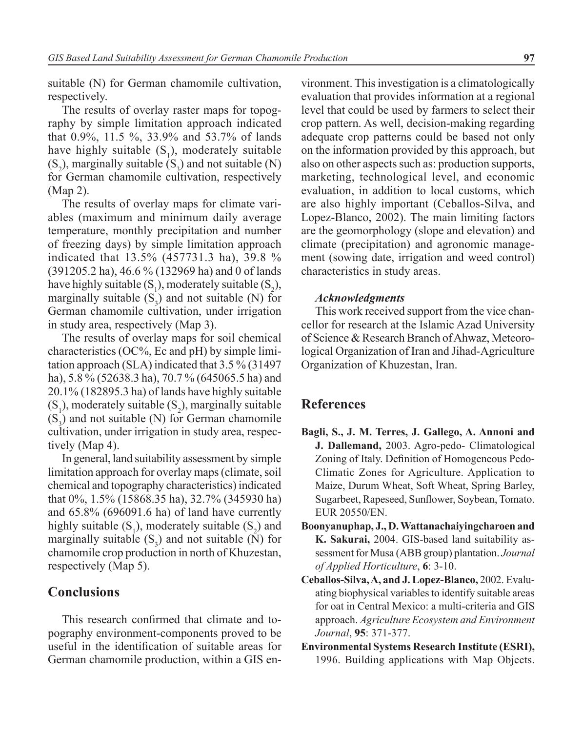suitable (N) for German chamomile cultivation, respectively.

The results of overlay raster maps for topography by simple limitation approach indicated that 0.9%, 11.5 %, 33.9% and 53.7% of lands have highly suitable ($S_1$), moderately suitable ($S_2$), marginally suitable ($S_3$) and not suitable (N) for German chamomile cultivation, respectively (Map 2).

The results of overlay maps for climate variables (maximum and minimum daily average temperature, monthly precipitation and number of freezing days) by simple limitation approach indicated that 13.5% (457731.3 ha), 39.8 % (391205.2 ha), 46.6 % (132969 ha) and 0 of lands have highly suitable ($S_1$), moderately suitable ($S_2$), marginally suitable ($S_3$) and not suitable (N) for German chamomile cultivation, under irrigation in study area, respectively (Map 3).

The results of overlay maps for soil chemical characteristics (OC%, Ec and pH) by simple limitation approach (SLA) indicated that 3.5 % (31497 ha), 5.8 % (52638.3 ha), 70.7 % (645065.5 ha) and 20.1% (182895.3 ha) of lands have highly suitable ($S_1$), moderately suitable ($S_2$), marginally suitable ($S_3$) and not suitable (N) for German chamomile cultivation, under irrigation in study area, respectively (Map 4).

In general, land suitability assessment by simple limitation approach for overlay maps (climate, soil chemical and topography characteristics) indicated that 0%, 1.5% (15868.35 ha), 32.7% (345930 ha) and 65.8% (696091.6 ha) of land have currently highly suitable ($S_1$), moderately suitable ($S_2$) and marginally suitable ($S_3$) and not suitable (N) for chamomile crop production in north of Khuzestan, respectively (Map 5).

## Conclusions

This research confirmed that climate and topography environment-components proved to be useful in the identification of suitable areas for German chamomile production, within a GIS environment. This investigation is a climatologically evaluation that provides information at a regional level that could be used by farmers to select their crop pattern. As well, decision-making regarding adequate crop patterns could be based not only on the information provided by this approach, but also on other aspects such as: production supports, marketing, technological level, and economic evaluation, in addition to local customs, which are also highly important (Ceballos-Silva, and Lopez-Blanco, 2002). The main limiting factors are the geomorphology (slope and elevation) and climate (precipitation) and agronomic management (sowing date, irrigation and weed control) characteristics in study areas.

### *Acknowledgments*

This work received support from the vice chancellor for research at the Islamic Azad University of Science & Research Branch of Ahwaz, Meteorological Organization of Iran and Jihad-Agriculture Organization of Khuzestan, Iran.

## References

**Bagli, S., J. M. Terres, J. Gallego, A. Annoni and J. Dallemand,** 2003. Agro-pedo- Climatological Zoning of Italy. Definition of Homogeneous Pedo-Climatic Zones for Agriculture. Application to Maize, Durum Wheat, Soft Wheat, Spring Barley, Sugarbeet, Rapeseed, Sunflower, Soybean, Tomato. EUR 20550/EN.

**Boonyanuphap, J., D. Wattanachaiyingcharoen and K. Sakurai,** 2004. GIS-based land suitability assessment for Musa (ABB group) plantation. *Journal of Applied Horticulture*, **6**: 3-10.

**Ceballos-Silva, A, and J. Lopez-Blanco,** 2002. Evaluating biophysical variables to identify suitable areas for oat in Central Mexico: a multi-criteria and GIS approach. *Agriculture Ecosystem and Environment Journal*, **95**: 371-377.

**Environmental Systems Research Institute (ESRI),** 1996. Building applications with Map Objects.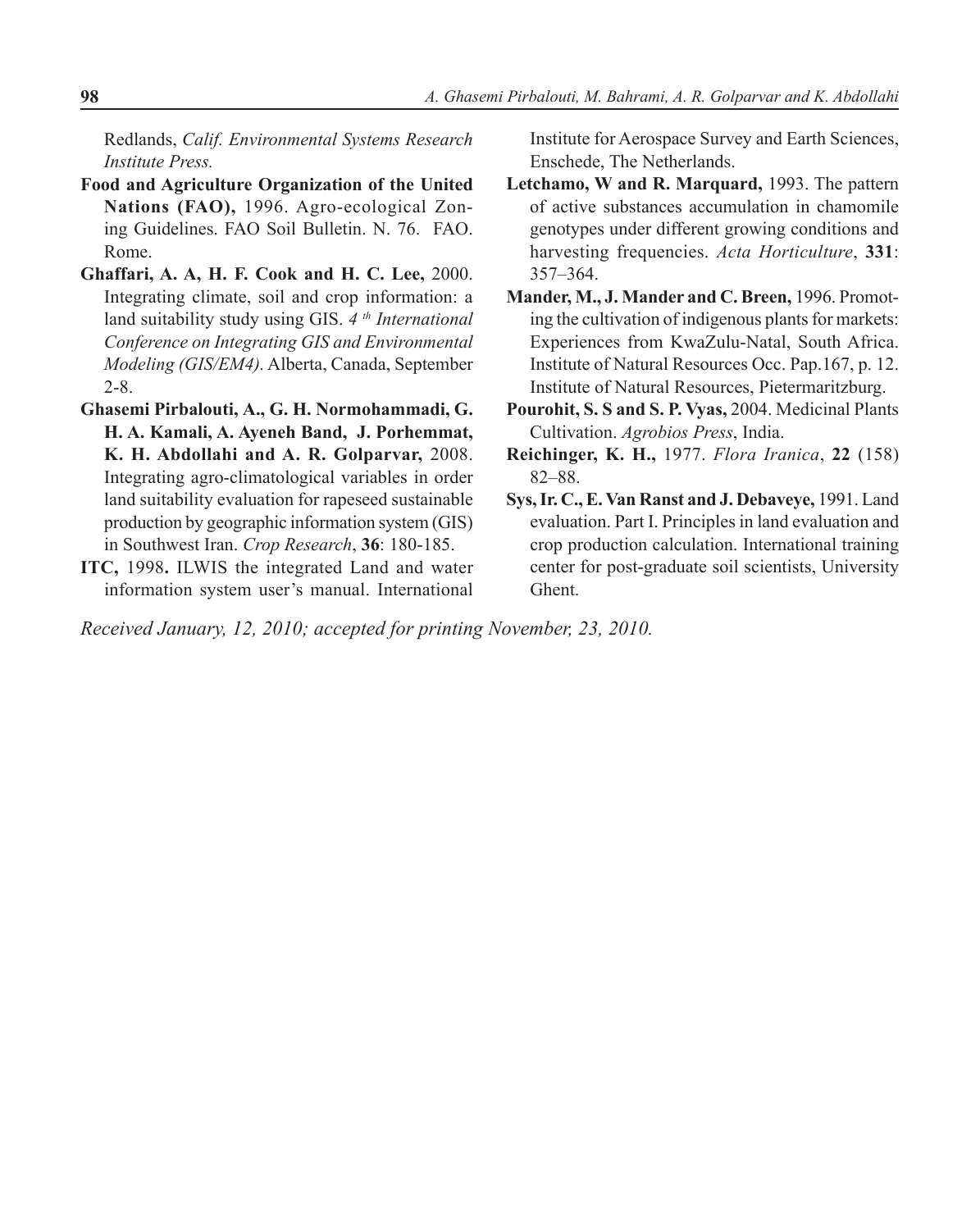Redlands, *Calif. Environmental Systems Research Institute Press.*

**Food and Agriculture Organization of the United Nations (FAO),** 1996. Agro-ecological Zoning Guidelines. FAO Soil Bulletin. N. 76. FAO. Rome.

**Ghaffari, A. A, H. F. Cook and H. C. Lee,** 2000. Integrating climate, soil and crop information: a land suitability study using GIS. *4 th International Conference on Integrating GIS and Environmental Modeling (GIS/EM4).* Alberta, Canada, September 2-8.

**Ghasemi Pirbalouti, A., G. H. Normohammadi, G. H. A. Kamali, A. Ayeneh Band, J. Porhemmat, K. H. Abdollahi and A. R. Golparvar,** 2008. Integrating agro-climatological variables in order land suitability evaluation for rapeseed sustainable production by geographic information system (GIS) in Southwest Iran. *Crop Research*, **36**: 180-185.

**ITC,** 1998**.** ILWIS the integrated Land and water information system user's manual. International Institute for Aerospace Survey and Earth Sciences, Enschede, The Netherlands.

**Letchamo, W and R. Marquard,** 1993. The pattern of active substances accumulation in chamomile genotypes under different growing conditions and harvesting frequencies. *Acta Horticulture*, **331**: 357–364.

**Mander, M., J. Mander and C. Breen,** 1996. Promoting the cultivation of indigenous plants for markets: Experiences from KwaZulu-Natal, South Africa. Institute of Natural Resources Occ. Pap.167, p. 12. Institute of Natural Resources, Pietermaritzburg.

**Pourohit, S. S and S. P. Vyas,** 2004. Medicinal Plants Cultivation. *Agrobios Press*, India.

**Reichinger, K. H.,** 1977. *Flora Iranica*, **22** (158) 82–88.

**Sys, Ir. C., E. Van Ranst and J. Debaveye,** 1991. Land evaluation. Part I. Principles in land evaluation and crop production calculation. International training center for post-graduate soil scientists, University Ghent.

*Received January, 12, 2010; accepted for printing November, 23, 2010.*